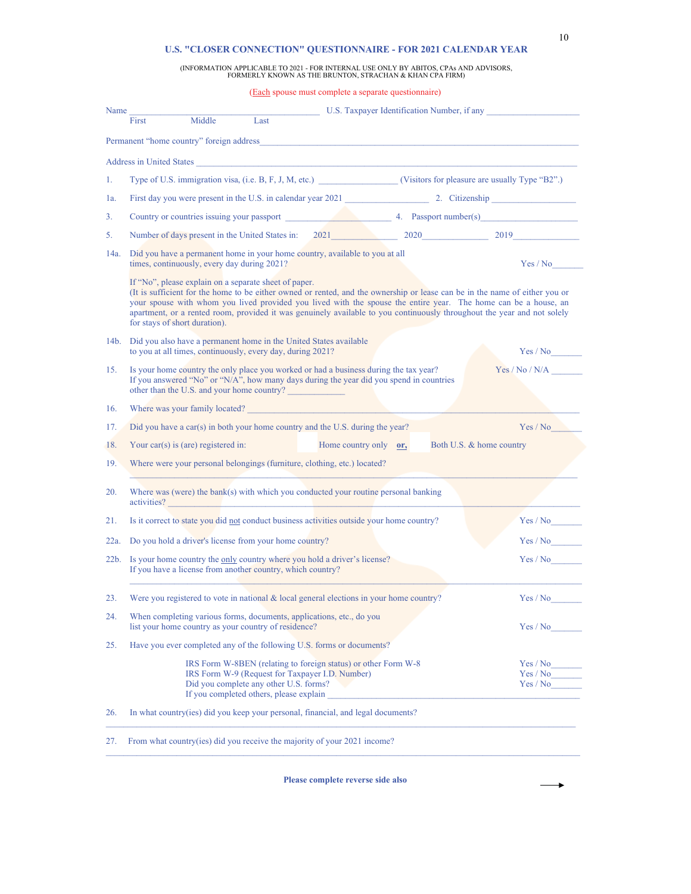# U.S. "CLOSER CONNECTION" QUESTIONNAIRE - FOR 2021 CALENDAR YEAR

(INFORMATION APPLICABLE TO 2021 - FOR INTERNAL USE ONLY BY ABITOS, CPAs AND ADVISORS, FORMERLY KNOWN AS THE BRUNTON, STRACHAN & KHAN CPA FIRM)

(Each spouse must complete a separate questionnaire)

Name ____________________________________________ U.S. Taxpayer Identification Number, if any ____________________
First Middle Last

Permanent "home country" foreign address________________________________________________________________

Address in United States ____________________________________________________________________________

1. Type of U.S. immigration visa, (i.e. B, F, J, M, etc.) ________________ (Visitors for pleasure are usually Type "B2".)

1a. First day you were present in the U.S. in calendar year 2021 __________________ 2. Citizenship __________________

3. Country or countries issuing your passport _______________________ 4. Passport number(s)____________________

5. Number of days present in the United States in: 2021_______________ 2020______________ 2019_______________

14a. Did you have a permanent home in your home country, available to you at all times, continuously, every day during 2021? Yes / No_______

If "No", please explain on a separate sheet of paper.
(It is sufficient for the home to be either owned or rented, and the ownership or lease can be in the name of either you or your spouse with whom you lived provided you lived with the spouse the entire year. The home can be a house, an apartment, or a rented room, provided it was genuinely available to you continuously throughout the year and not solely for stays of short duration).

14b. Did you also have a permanent home in the United States available to you at all times, continuously, every day, during 2021? Yes / No_______

15. Is your home country the only place you worked or had a business during the tax year? Yes / No / N/A _______
If you answered "No" or "N/A", how many days during the year did you spend in countries other than the U.S. and your home country? _____________

16. Where was your family located? ____________________________________________________________________

17. Did you have a car(s) in both your home country and the U.S. during the year? Yes / No_______

18. Your car(s) is (are) registered in: ☐ Home country only **or,** ☐ Both U.S. & home country

19. Where were your personal belongings (furniture, clothing, etc.) located?
______________________________________________________________________________________________

20. Where was (were) the bank(s) with which you conducted your routine personal banking activities? ____________________________________________________________________________________

21. Is it correct to state you did not conduct business activities outside your home country? Yes / No_______

22a. Do you hold a driver's license from your home country? Yes / No_______

22b. Is your home country the only country where you hold a driver's license? Yes / No_______
If you have a license from another country, which country?
______________________________________________________________________________________________

23. Were you registered to vote in national & local general elections in your home country? Yes / No_______

24. When completing various forms, documents, applications, etc., do you list your home country as your country of residence? Yes / No_______

25. Have you ever completed any of the following U.S. forms or documents?

IRS Form W-8BEN (relating to foreign status) or other Form W-8 Yes / No_______
IRS Form W-9 (Request for Taxpayer I.D. Number) Yes / No_______
Did you complete any other U.S. forms? Yes / No_______
If you completed others, please explain ___________________________________________________________

26. In what country(ies) did you keep your personal, financial, and legal documents?
______________________________________________________________________________________________

27. From what country(ies) did you receive the majority of your 2021 income?
______________________________________________________________________________________________

**Please complete reverse side also** →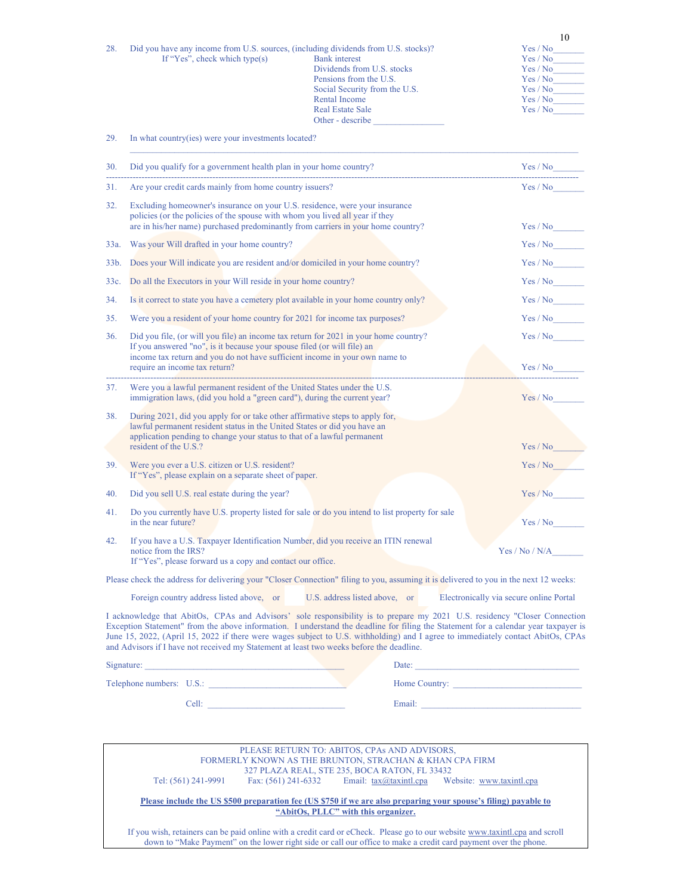28. Did you have any income from U.S. sources, (including dividends from U.S. stocks)? Yes / No_______

If "Yes", check which type(s)

| | |
|---|---|
| Bank interest | Yes / No_______ |
| Dividends from U.S. stocks | Yes / No_______ |
| Pensions from the U.S. | Yes / No_______ |
| Social Security from the U.S. | Yes / No_______ |
| Rental Income | Yes / No_______ |
| Real Estate Sale | Yes / No_______ |
| Other - describe _______________ | |

29. In what country(ies) were your investments located?

_______________________________________________________________

30. Did you qualify for a government health plan in your home country? Yes / No_______

---

31. Are your credit cards mainly from home country issuers? Yes / No_______

32. Excluding homeowner's insurance on your U.S. residence, were your insurance policies (or the policies of the spouse with whom you lived all year if they are in his/her name) purchased predominantly from carriers in your home country? Yes / No_______

33a. Was your Will drafted in your home country? Yes / No_______

33b. Does your Will indicate you are resident and/or domiciled in your home country? Yes / No_______

33c. Do all the Executors in your Will reside in your home country? Yes / No_______

34. Is it correct to state you have a cemetery plot available in your home country only? Yes / No_______

35. Were you a resident of your home country for 2021 for income tax purposes? Yes / No_______

36. Did you file, (or will you file) an income tax return for 2021 in your home country? Yes / No_______
If you answered "no", is it because your spouse filed (or will file) an income tax return and you do not have sufficient income in your own name to require an income tax return? Yes / No_______

---

37. Were you a lawful permanent resident of the United States under the U.S. immigration laws, (did you hold a "green card"), during the current year? Yes / No_______

38. During 2021, did you apply for or take other affirmative steps to apply for, lawful permanent resident status in the United States or did you have an application pending to change your status to that of a lawful permanent resident of the U.S.? Yes / No_______

39. Were you ever a U.S. citizen or U.S. resident? Yes / No_______
If "Yes", please explain on a separate sheet of paper.

40. Did you sell U.S. real estate during the year? Yes / No_______

41. Do you currently have U.S. property listed for sale or do you intend to list property for sale in the near future? Yes / No_______

42. If you have a U.S. Taxpayer Identification Number, did you receive an ITIN renewal notice from the IRS? Yes / No / N/A_______
If "Yes", please forward us a copy and contact our office.

Please check the address for delivering your "Closer Connection" filing to you, assuming it is delivered to you in the next 12 weeks:

Foreign country address listed above, or U.S. address listed above, or Electronically via secure online Portal

I acknowledge that AbitOs, CPAs and Advisors' sole responsibility is to prepare my 2021 U.S. residency "Closer Connection Exception Statement" from the above information. I understand the deadline for filing the Statement for a calendar year taxpayer is June 15, 2022, (April 15, 2022 if there were wages subject to U.S. withholding) and I agree to immediately contact AbitOs, CPAs and Advisors if I have not received my Statement at least two weeks before the deadline.

Signature: ______________________________ Date: ______________________________

Telephone numbers: U.S.: ______________________________ Home Country: ______________________________

Cell: ______________________________ Email: ______________________________

PLEASE RETURN TO: ABITOS, CPAs AND ADVISORS,
FORMERLY KNOWN AS THE BRUNTON, STRACHAN & KHAN CPA FIRM
327 PLAZA REAL, STE 235, BOCA RATON, FL 33432
Tel: (561) 241-9991 Fax: (561) 241-6332 Email: tax@taxintl.cpa Website: www.taxintl.cpa

**Please include the US $500 preparation fee (US $750 if we are also preparing your spouse's filing) payable to "AbitOs, PLLC" with this organizer.**

If you wish, retainers can be paid online with a credit card or eCheck. Please go to our website www.taxintl.cpa and scroll down to "Make Payment" on the lower right side or call our office to make a credit card payment over the phone.